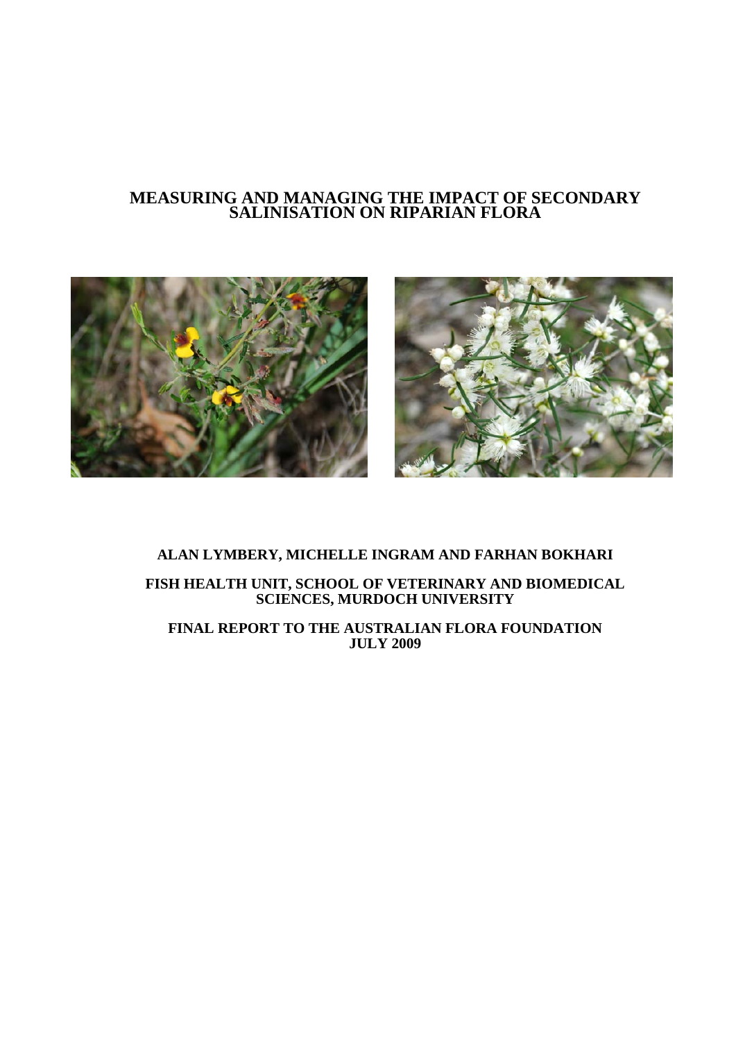# MEASURING AND MANAGING THE IMPACT OF SECONDARY SALINISATION ON RIPARIAN FLORA

**ALAN LYMBERY, MICHELLE INGRAM AND FARHAN BOKHARI**

**FISH HEALTH UNIT, SCHOOL OF VETERINARY AND BIOMEDICAL SCIENCES, MURDOCH UNIVERSITY**

**FINAL REPORT TO THE AUSTRALIAN FLORA FOUNDATION JULY 2009**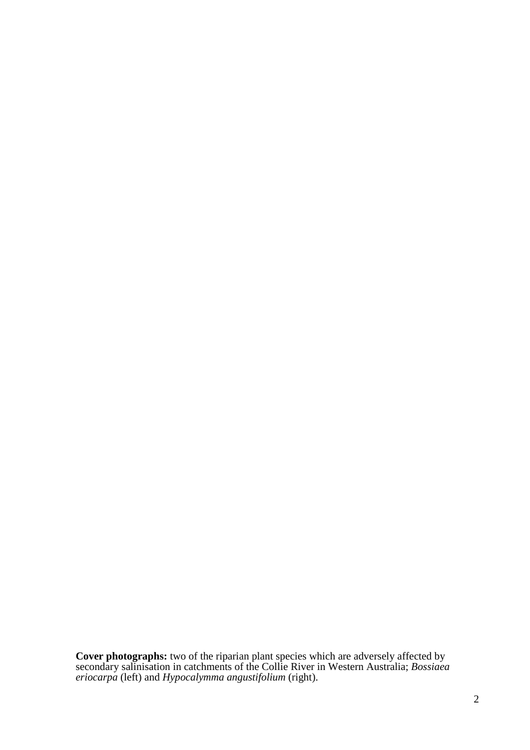**Cover photographs:** two of the riparian plant species which are adversely affected by secondary salinisation in catchments of the Collie River in Western Australia; *Bossiaea eriocarpa* (left) and *Hypocalymma angustifolium* (right).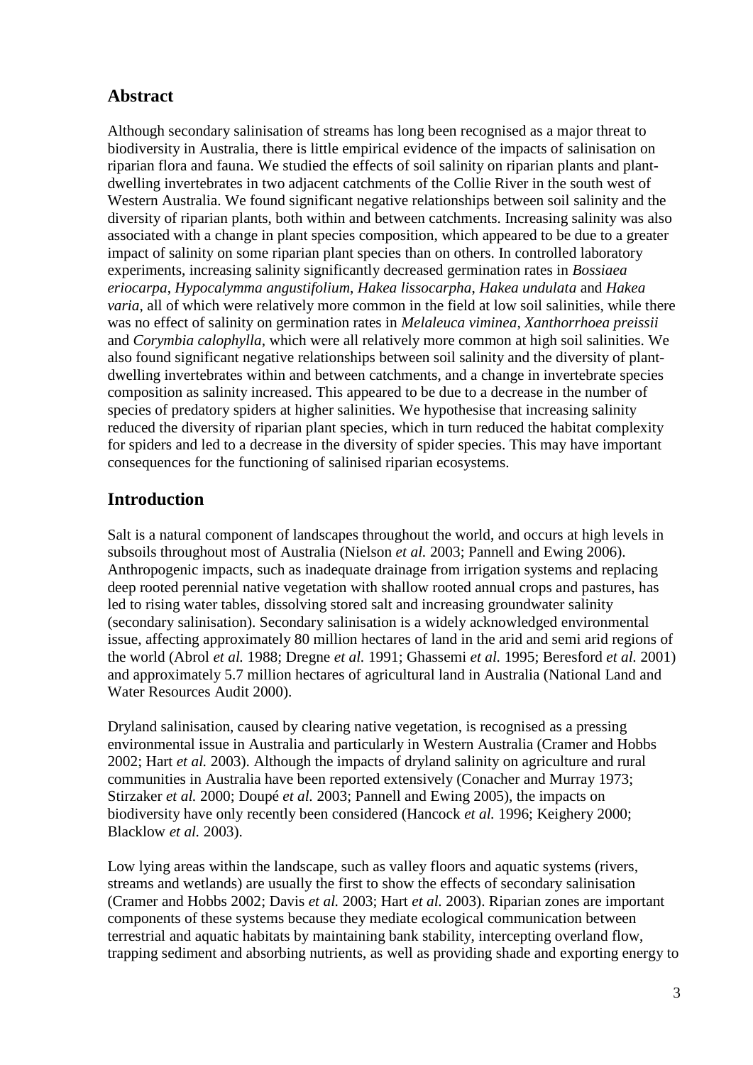## Abstract

Although secondary salinisation of streams has long been recognised as a major threat to biodiversity in Australia, there is little empirical evidence of the impacts of salinisation on riparian flora and fauna. We studied the effects of soil salinity on riparian plants and plant-dwelling invertebrates in two adjacent catchments of the Collie River in the south west of Western Australia. We found significant negative relationships between soil salinity and the diversity of riparian plants, both within and between catchments. Increasing salinity was also associated with a change in plant species composition, which appeared to be due to a greater impact of salinity on some riparian plant species than on others. In controlled laboratory experiments, increasing salinity significantly decreased germination rates in *Bossiaea eriocarpa*, *Hypocalymma angustifolium*, *Hakea lissocarpha*, *Hakea undulata* and *Hakea varia*, all of which were relatively more common in the field at low soil salinities, while there was no effect of salinity on germination rates in *Melaleuca viminea*, *Xanthorrhoea preissii* and *Corymbia calophylla*, which were all relatively more common at high soil salinities. We also found significant negative relationships between soil salinity and the diversity of plant-dwelling invertebrates within and between catchments, and a change in invertebrate species composition as salinity increased. This appeared to be due to a decrease in the number of species of predatory spiders at higher salinities. We hypothesise that increasing salinity reduced the diversity of riparian plant species, which in turn reduced the habitat complexity for spiders and led to a decrease in the diversity of spider species. This may have important consequences for the functioning of salinised riparian ecosystems.

## Introduction

Salt is a natural component of landscapes throughout the world, and occurs at high levels in subsoils throughout most of Australia (Nielson *et al.* 2003; Pannell and Ewing 2006). Anthropogenic impacts, such as inadequate drainage from irrigation systems and replacing deep rooted perennial native vegetation with shallow rooted annual crops and pastures, has led to rising water tables, dissolving stored salt and increasing groundwater salinity (secondary salinisation). Secondary salinisation is a widely acknowledged environmental issue, affecting approximately 80 million hectares of land in the arid and semi arid regions of the world (Abrol *et al.* 1988; Dregne *et al.* 1991; Ghassemi *et al.* 1995; Beresford *et al.* 2001) and approximately 5.7 million hectares of agricultural land in Australia (National Land and Water Resources Audit 2000).

Dryland salinisation, caused by clearing native vegetation, is recognised as a pressing environmental issue in Australia and particularly in Western Australia (Cramer and Hobbs 2002; Hart *et al.* 2003). Although the impacts of dryland salinity on agriculture and rural communities in Australia have been reported extensively (Conacher and Murray 1973; Stirzaker *et al.* 2000; Doupé *et al.* 2003; Pannell and Ewing 2005), the impacts on biodiversity have only recently been considered (Hancock *et al.* 1996; Keighery 2000; Blacklow *et al.* 2003).

Low lying areas within the landscape, such as valley floors and aquatic systems (rivers, streams and wetlands) are usually the first to show the effects of secondary salinisation (Cramer and Hobbs 2002; Davis *et al.* 2003; Hart *et al.* 2003). Riparian zones are important components of these systems because they mediate ecological communication between terrestrial and aquatic habitats by maintaining bank stability, intercepting overland flow, trapping sediment and absorbing nutrients, as well as providing shade and exporting energy to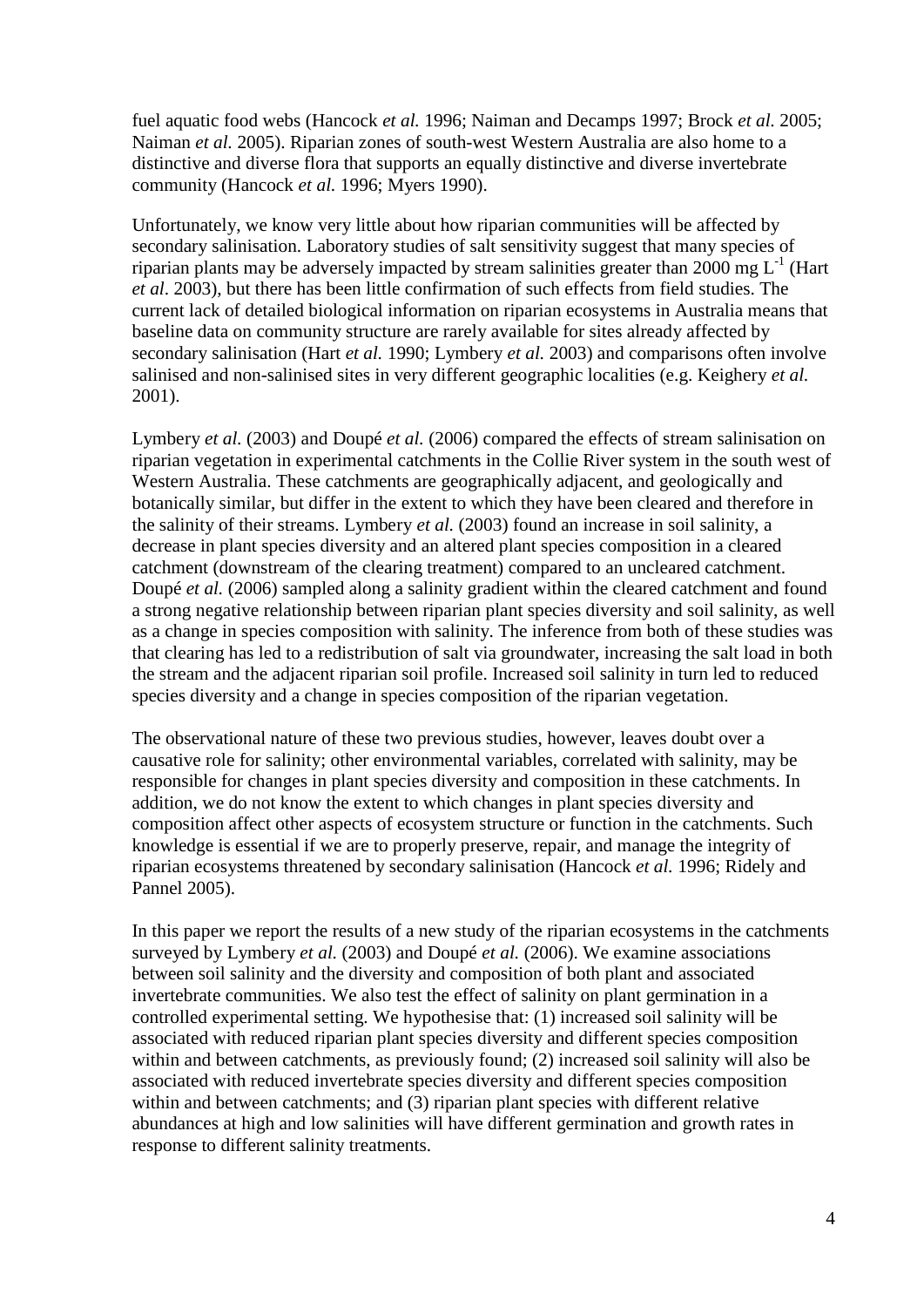fuel aquatic food webs (Hancock *et al.* 1996; Naiman and Decamps 1997; Brock *et al.* 2005; Naiman *et al.* 2005). Riparian zones of south-west Western Australia are also home to a distinctive and diverse flora that supports an equally distinctive and diverse invertebrate community (Hancock *et al.* 1996; Myers 1990).

Unfortunately, we know very little about how riparian communities will be affected by secondary salinisation. Laboratory studies of salt sensitivity suggest that many species of riparian plants may be adversely impacted by stream salinities greater than 2000 mg $L^{-1}$ (Hart *et al*. 2003), but there has been little confirmation of such effects from field studies. The current lack of detailed biological information on riparian ecosystems in Australia means that baseline data on community structure are rarely available for sites already affected by secondary salinisation (Hart *et al.* 1990; Lymbery *et al.* 2003) and comparisons often involve salinised and non-salinised sites in very different geographic localities (e.g. Keighery *et al.* 2001).

Lymbery *et al.* (2003) and Doupé *et al.* (2006) compared the effects of stream salinisation on riparian vegetation in experimental catchments in the Collie River system in the south west of Western Australia. These catchments are geographically adjacent, and geologically and botanically similar, but differ in the extent to which they have been cleared and therefore in the salinity of their streams. Lymbery *et al.* (2003) found an increase in soil salinity, a decrease in plant species diversity and an altered plant species composition in a cleared catchment (downstream of the clearing treatment) compared to an uncleared catchment. Doupé *et al.* (2006) sampled along a salinity gradient within the cleared catchment and found a strong negative relationship between riparian plant species diversity and soil salinity, as well as a change in species composition with salinity. The inference from both of these studies was that clearing has led to a redistribution of salt via groundwater, increasing the salt load in both the stream and the adjacent riparian soil profile. Increased soil salinity in turn led to reduced species diversity and a change in species composition of the riparian vegetation.

The observational nature of these two previous studies, however, leaves doubt over a causative role for salinity; other environmental variables, correlated with salinity, may be responsible for changes in plant species diversity and composition in these catchments. In addition, we do not know the extent to which changes in plant species diversity and composition affect other aspects of ecosystem structure or function in the catchments. Such knowledge is essential if we are to properly preserve, repair, and manage the integrity of riparian ecosystems threatened by secondary salinisation (Hancock *et al.* 1996; Ridely and Pannel 2005).

In this paper we report the results of a new study of the riparian ecosystems in the catchments surveyed by Lymbery *et al.* (2003) and Doupé *et al.* (2006). We examine associations between soil salinity and the diversity and composition of both plant and associated invertebrate communities. We also test the effect of salinity on plant germination in a controlled experimental setting. We hypothesise that: (1) increased soil salinity will be associated with reduced riparian plant species diversity and different species composition within and between catchments, as previously found; (2) increased soil salinity will also be associated with reduced invertebrate species diversity and different species composition within and between catchments; and (3) riparian plant species with different relative abundances at high and low salinities will have different germination and growth rates in response to different salinity treatments.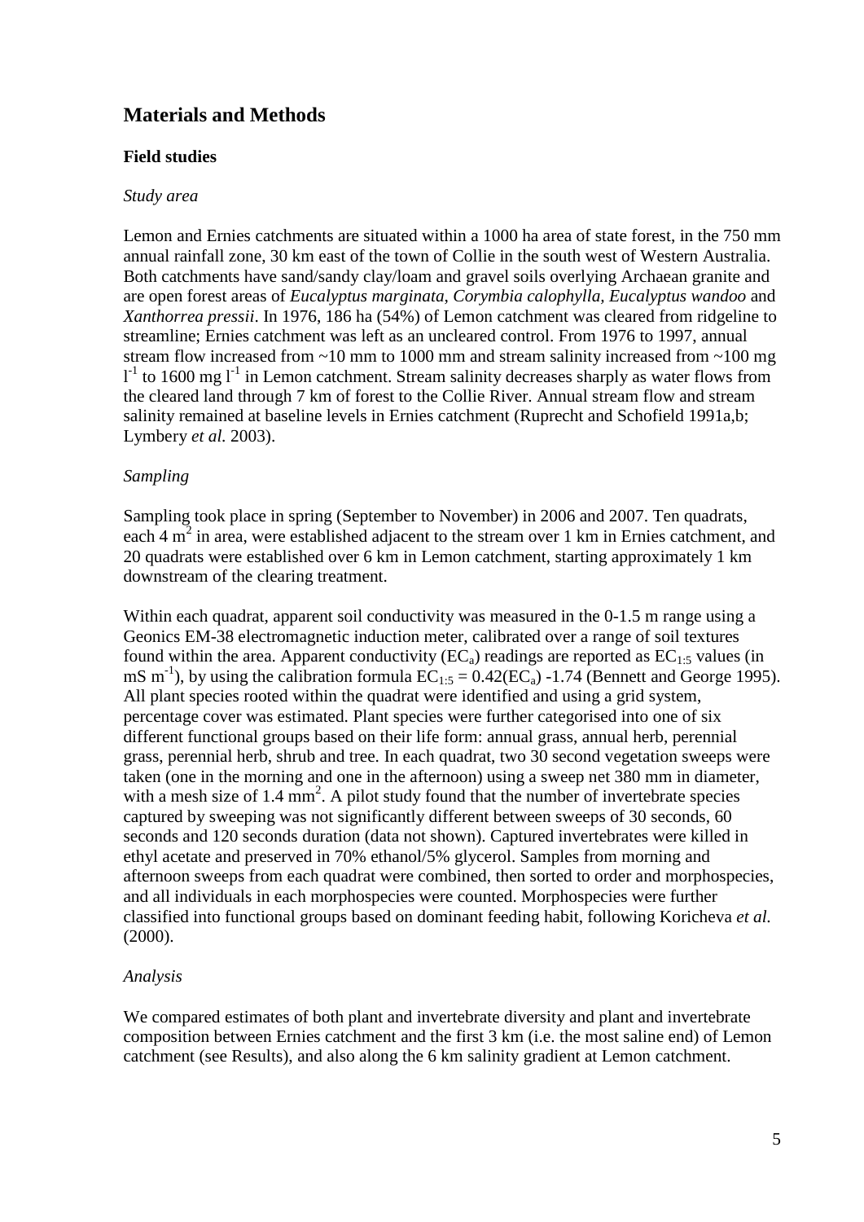## Materials and Methods

### Field studies

#### *Study area*

Lemon and Ernies catchments are situated within a 1000 ha area of state forest, in the 750 mm annual rainfall zone, 30 km east of the town of Collie in the south west of Western Australia. Both catchments have sand/sandy clay/loam and gravel soils overlying Archaean granite and are open forest areas of *Eucalyptus marginata*, *Corymbia calophylla, Eucalyptus wandoo* and *Xanthorrea pressii*. In 1976, 186 ha (54%) of Lemon catchment was cleared from ridgeline to streamline; Ernies catchment was left as an uncleared control. From 1976 to 1997, annual stream flow increased from ~10 mm to 1000 mm and stream salinity increased from ~100 mg $l^{-1}$ to 1600 mg $l^{-1}$ in Lemon catchment. Stream salinity decreases sharply as water flows from the cleared land through 7 km of forest to the Collie River. Annual stream flow and stream salinity remained at baseline levels in Ernies catchment (Ruprecht and Schofield 1991a,b; Lymbery *et al.* 2003).

#### *Sampling*

Sampling took place in spring (September to November) in 2006 and 2007. Ten quadrats, each 4 $m^2$ in area, were established adjacent to the stream over 1 km in Ernies catchment, and 20 quadrats were established over 6 km in Lemon catchment, starting approximately 1 km downstream of the clearing treatment.

Within each quadrat, apparent soil conductivity was measured in the 0-1.5 m range using a Geonics EM-38 electromagnetic induction meter, calibrated over a range of soil textures found within the area. Apparent conductivity ($EC_a$) readings are reported as $EC_{1:5}$ values (in mS $m^{-1}$), by using the calibration formula $EC_{1:5} = 0.42(EC_a) - 1.74$ (Bennett and George 1995). All plant species rooted within the quadrat were identified and using a grid system, percentage cover was estimated. Plant species were further categorised into one of six different functional groups based on their life form: annual grass, annual herb, perennial grass, perennial herb, shrub and tree. In each quadrat, two 30 second vegetation sweeps were taken (one in the morning and one in the afternoon) using a sweep net 380 mm in diameter, with a mesh size of 1.4 $mm^2$. A pilot study found that the number of invertebrate species captured by sweeping was not significantly different between sweeps of 30 seconds, 60 seconds and 120 seconds duration (data not shown). Captured invertebrates were killed in ethyl acetate and preserved in 70% ethanol/5% glycerol. Samples from morning and afternoon sweeps from each quadrat were combined, then sorted to order and morphospecies, and all individuals in each morphospecies were counted. Morphospecies were further classified into functional groups based on dominant feeding habit, following Koricheva *et al.* (2000).

#### *Analysis*

We compared estimates of both plant and invertebrate diversity and plant and invertebrate composition between Ernies catchment and the first 3 km (i.e. the most saline end) of Lemon catchment (see Results), and also along the 6 km salinity gradient at Lemon catchment.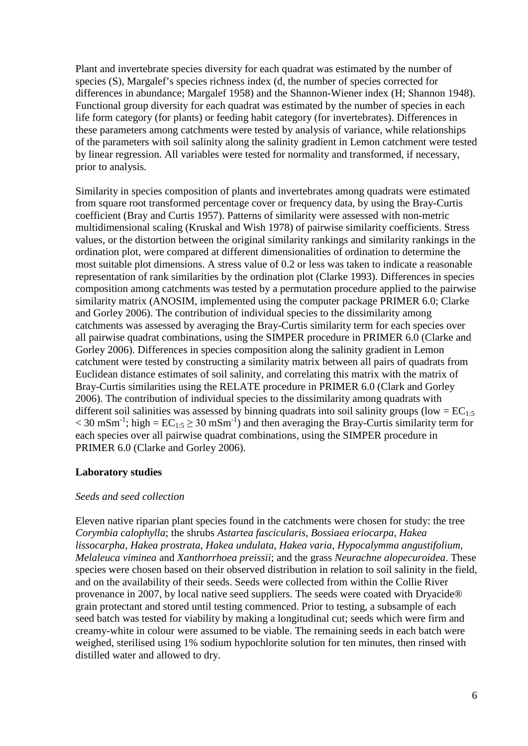Plant and invertebrate species diversity for each quadrat was estimated by the number of species (S), Margalef's species richness index (d, the number of species corrected for differences in abundance; Margalef 1958) and the Shannon-Wiener index (H; Shannon 1948). Functional group diversity for each quadrat was estimated by the number of species in each life form category (for plants) or feeding habit category (for invertebrates). Differences in these parameters among catchments were tested by analysis of variance, while relationships of the parameters with soil salinity along the salinity gradient in Lemon catchment were tested by linear regression. All variables were tested for normality and transformed, if necessary, prior to analysis.

Similarity in species composition of plants and invertebrates among quadrats were estimated from square root transformed percentage cover or frequency data, by using the Bray-Curtis coefficient (Bray and Curtis 1957). Patterns of similarity were assessed with non-metric multidimensional scaling (Kruskal and Wish 1978) of pairwise similarity coefficients. Stress values, or the distortion between the original similarity rankings and similarity rankings in the ordination plot, were compared at different dimensionalities of ordination to determine the most suitable plot dimensions. A stress value of 0.2 or less was taken to indicate a reasonable representation of rank similarities by the ordination plot (Clarke 1993). Differences in species composition among catchments was tested by a permutation procedure applied to the pairwise similarity matrix (ANOSIM, implemented using the computer package PRIMER 6.0; Clarke and Gorley 2006). The contribution of individual species to the dissimilarity among catchments was assessed by averaging the Bray-Curtis similarity term for each species over all pairwise quadrat combinations, using the SIMPER procedure in PRIMER 6.0 (Clarke and Gorley 2006). Differences in species composition along the salinity gradient in Lemon catchment were tested by constructing a similarity matrix between all pairs of quadrats from Euclidean distance estimates of soil salinity, and correlating this matrix with the matrix of Bray-Curtis similarities using the RELATE procedure in PRIMER 6.0 (Clark and Gorley 2006). The contribution of individual species to the dissimilarity among quadrats with different soil salinities was assessed by binning quadrats into soil salinity groups (low = $EC_{1:5} < 30$ $mSm^{-1}$; high = $EC_{1:5} \geq 30$ $mSm^{-1}$) and then averaging the Bray-Curtis similarity term for each species over all pairwise quadrat combinations, using the SIMPER procedure in PRIMER 6.0 (Clarke and Gorley 2006).

## Laboratory studies

### *Seeds and seed collection*

Eleven native riparian plant species found in the catchments were chosen for study: the tree *Corymbia calophylla*; the shrubs *Astartea fascicularis*, *Bossiaea eriocarpa*, *Hakea lissocarpha*, *Hakea prostrata*, *Hakea undulata*, *Hakea varia*, *Hypocalymma angustifolium*, *Melaleuca viminea* and *Xanthorrhoea preissii*; and the grass *Neurachne alopecuroidea*. These species were chosen based on their observed distribution in relation to soil salinity in the field, and on the availability of their seeds. Seeds were collected from within the Collie River provenance in 2007, by local native seed suppliers. The seeds were coated with Dryacide® grain protectant and stored until testing commenced. Prior to testing, a subsample of each seed batch was tested for viability by making a longitudinal cut; seeds which were firm and creamy-white in colour were assumed to be viable. The remaining seeds in each batch were weighed, sterilised using 1% sodium hypochlorite solution for ten minutes, then rinsed with distilled water and allowed to dry.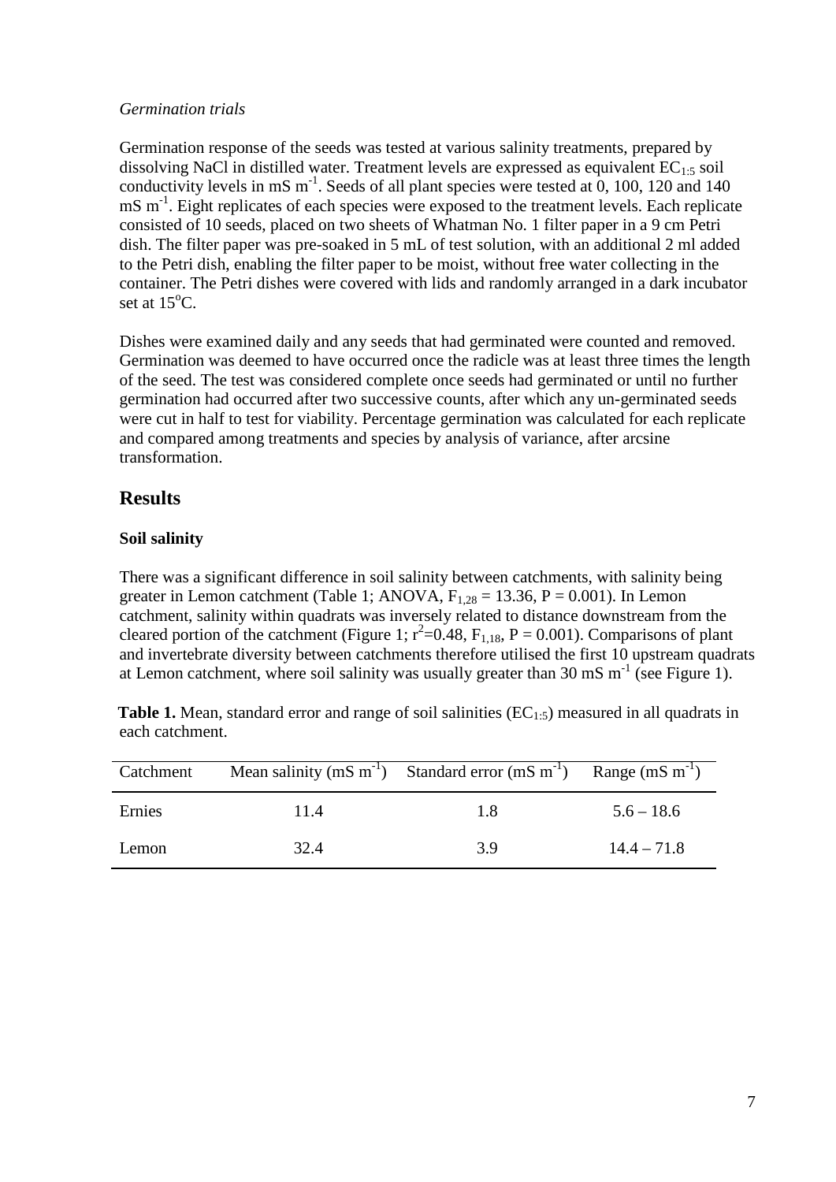*Germination trials*

Germination response of the seeds was tested at various salinity treatments, prepared by dissolving NaCl in distilled water. Treatment levels are expressed as equivalent $EC_{1:5}$ soil conductivity levels in mS $m^{-1}$. Seeds of all plant species were tested at 0, 100, 120 and 140 mS $m^{-1}$. Eight replicates of each species were exposed to the treatment levels. Each replicate consisted of 10 seeds, placed on two sheets of Whatman No. 1 filter paper in a 9 cm Petri dish. The filter paper was pre-soaked in 5 mL of test solution, with an additional 2 ml added to the Petri dish, enabling the filter paper to be moist, without free water collecting in the container. The Petri dishes were covered with lids and randomly arranged in a dark incubator set at $15^{o}$C.

Dishes were examined daily and any seeds that had germinated were counted and removed. Germination was deemed to have occurred once the radicle was at least three times the length of the seed. The test was considered complete once seeds had germinated or until no further germination had occurred after two successive counts, after which any un-germinated seeds were cut in half to test for viability. Percentage germination was calculated for each replicate and compared among treatments and species by analysis of variance, after arcsine transformation.

## Results

### Soil salinity

There was a significant difference in soil salinity between catchments, with salinity being greater in Lemon catchment (Table 1; ANOVA, $F_{1,28} = 13.36$, $P = 0.001$). In Lemon catchment, salinity within quadrats was inversely related to distance downstream from the cleared portion of the catchment (Figure 1; $r^2=0.48$, $F_{1,18}$, $P = 0.001$). Comparisons of plant and invertebrate diversity between catchments therefore utilised the first 10 upstream quadrats at Lemon catchment, where soil salinity was usually greater than 30 mS $m^{-1}$ (see Figure 1).

**Table 1.** Mean, standard error and range of soil salinities ($EC_{1:5}$) measured in all quadrats in each catchment.

| Catchment | Mean salinity (mS $m^{-1}$) | Standard error (mS $m^{-1}$) | Range (mS $m^{-1}$) |
|---|---|---|---|
| Ernies | 11.4 | 1.8 | 5.6 – 18.6 |
| Lemon | 32.4 | 3.9 | 14.4 – 71.8 |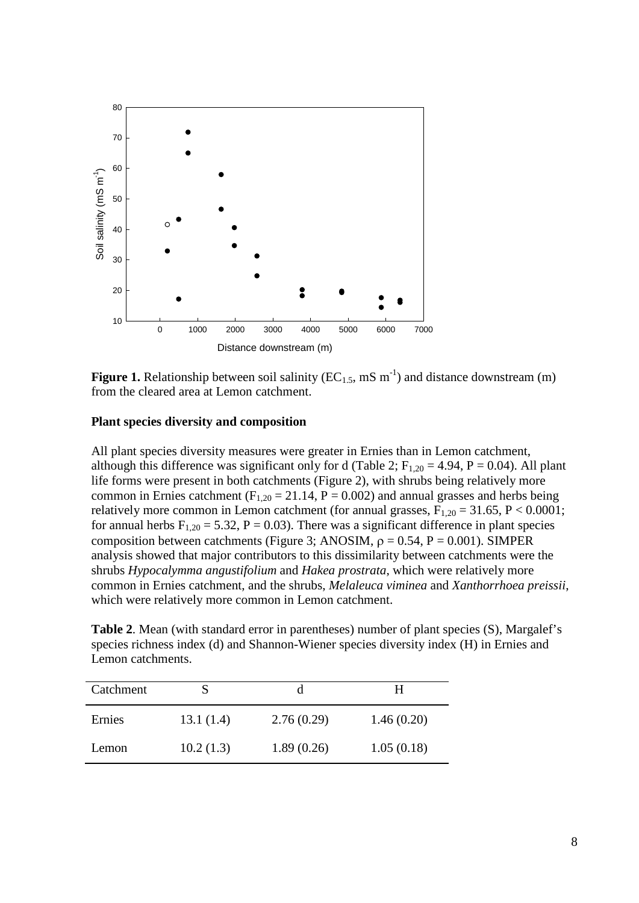**Figure 1.** Relationship between soil salinity ($EC_{1:5}$, mS $m^{-1}$) and distance downstream (m) from the cleared area at Lemon catchment.

### Plant species diversity and composition

All plant species diversity measures were greater in Ernies than in Lemon catchment, although this difference was significant only for d (Table 2; $F_{1,20} = 4.94$, $P = 0.04$). All plant life forms were present in both catchments (Figure 2), with shrubs being relatively more common in Ernies catchment ($F_{1,20} = 21.14$, $P = 0.002$) and annual grasses and herbs being relatively more common in Lemon catchment (for annual grasses, $F_{1,20} = 31.65$, $P < 0.0001$; for annual herbs $F_{1,20} = 5.32$, $P = 0.03$). There was a significant difference in plant species composition between catchments (Figure 3; ANOSIM, $\rho = 0.54$, $P = 0.001$). SIMPER analysis showed that major contributors to this dissimilarity between catchments were the shrubs *Hypocalymma angustifolium* and *Hakea prostrata*, which were relatively more common in Ernies catchment, and the shrubs, *Melaleuca viminea* and *Xanthorrhoea preissii*, which were relatively more common in Lemon catchment.

**Table 2**. Mean (with standard error in parentheses) number of plant species (S), Margalef's species richness index (d) and Shannon-Wiener species diversity index (H) in Ernies and Lemon catchments.

| Catchment | S | d | H |
|---|---|---|---|
| Ernies | 13.1 (1.4) | 2.76 (0.29) | 1.46 (0.20) |
| Lemon | 10.2 (1.3) | 1.89 (0.26) | 1.05 (0.18) |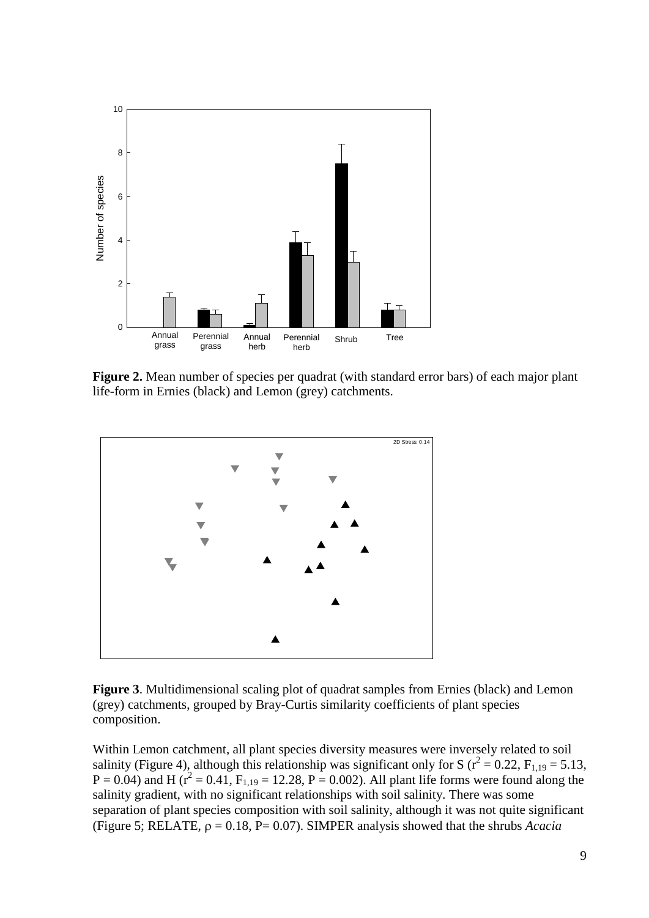**Figure 2.** Mean number of species per quadrat (with standard error bars) of each major plant life-form in Ernies (black) and Lemon (grey) catchments.

**Figure 3**. Multidimensional scaling plot of quadrat samples from Ernies (black) and Lemon (grey) catchments, grouped by Bray-Curtis similarity coefficients of plant species composition.

Within Lemon catchment, all plant species diversity measures were inversely related to soil salinity (Figure 4), although this relationship was significant only for S ($r^2 = 0.22$, $F_{1,19} = 5.13$, $P = 0.04$) and H ($r^2 = 0.41$, $F_{1,19} = 12.28$, $P = 0.002$). All plant life forms were found along the salinity gradient, with no significant relationships with soil salinity. There was some separation of plant species composition with soil salinity, although it was not quite significant (Figure 5; RELATE, $\rho = 0.18$, P= 0.07). SIMPER analysis showed that the shrubs *Acacia*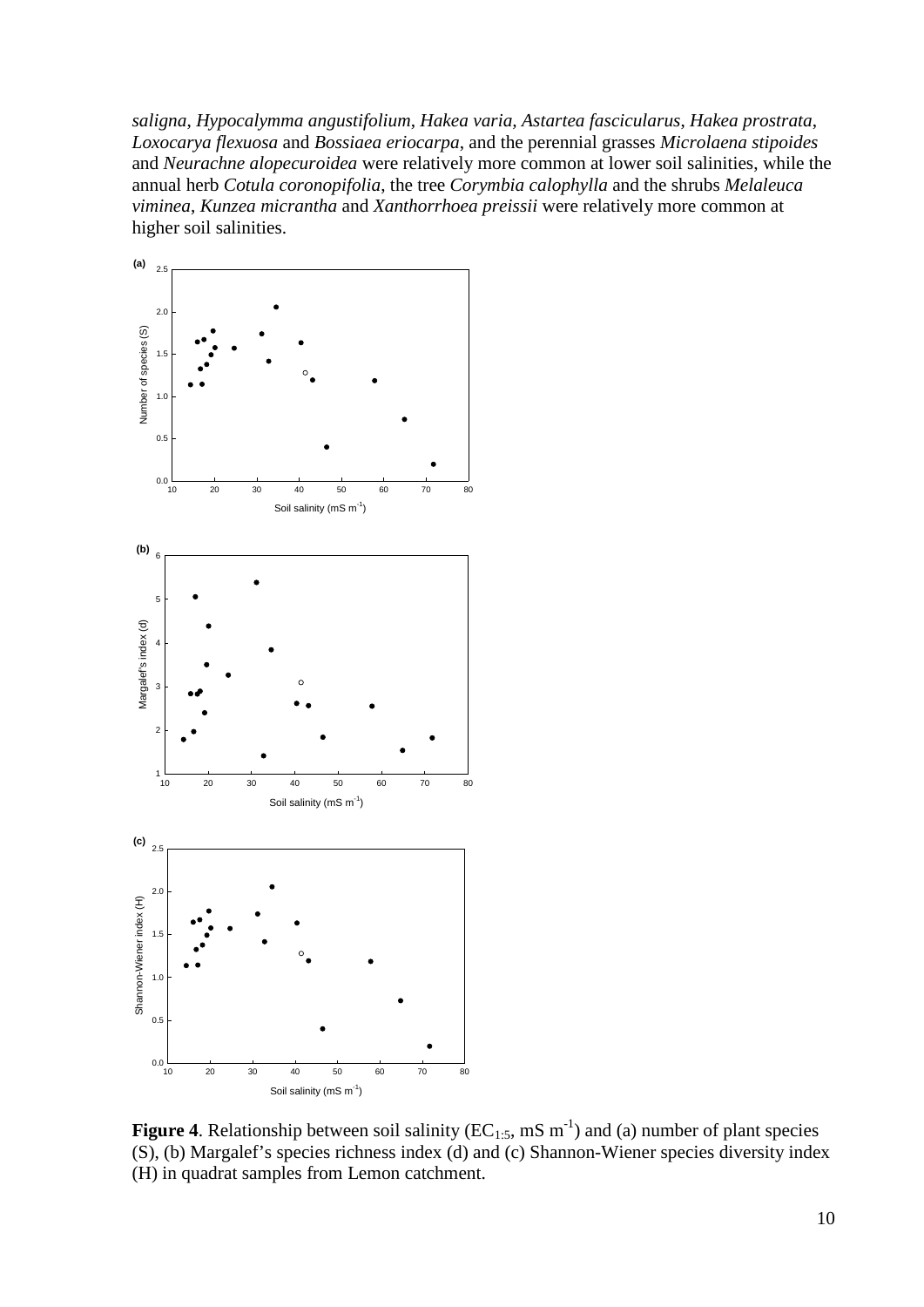*saligna*, *Hypocalymma angustifolium*, *Hakea varia*, *Astartea fascicularus*, *Hakea prostrata*, *Loxocarya flexuosa* and *Bossiaea eriocarpa*, and the perennial grasses *Microlaena stipoides* and *Neurachne alopecuroidea* were relatively more common at lower soil salinities, while the annual herb *Cotula coronopifolia*, the tree *Corymbia calophylla* and the shrubs *Melaleuca viminea*, *Kunzea micrantha* and *Xanthorrhoea preissii* were relatively more common at higher soil salinities.

**Figure 4**. Relationship between soil salinity ($EC_{1:5}$, mS $m^{-1}$) and (a) number of plant species (S), (b) Margalef's species richness index (d) and (c) Shannon-Wiener species diversity index (H) in quadrat samples from Lemon catchment.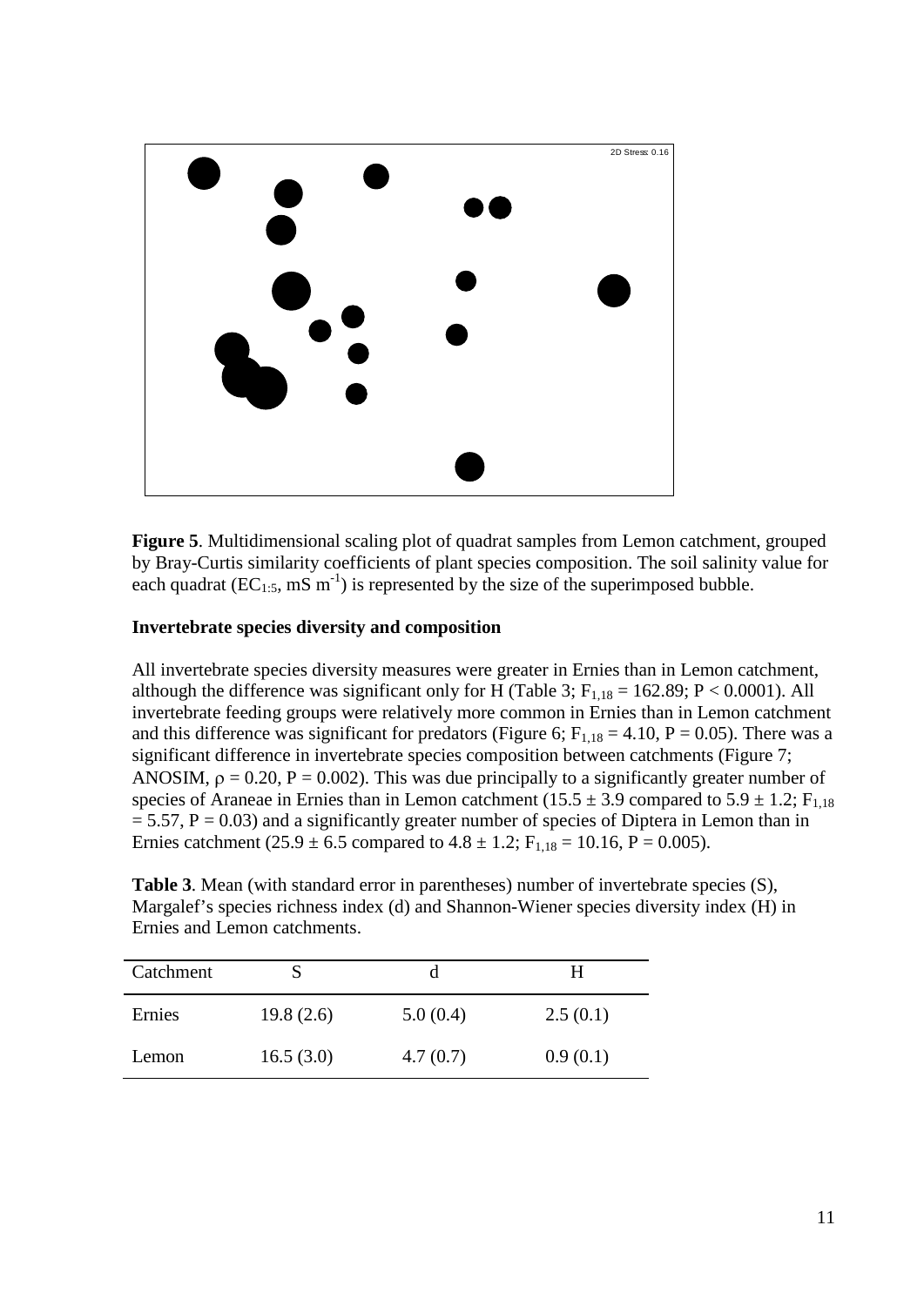**Figure 5**. Multidimensional scaling plot of quadrat samples from Lemon catchment, grouped by Bray-Curtis similarity coefficients of plant species composition. The soil salinity value for each quadrat ($EC_{1:5}$, mS $m^{-1}$) is represented by the size of the superimposed bubble.

**Invertebrate species diversity and composition**

All invertebrate species diversity measures were greater in Ernies than in Lemon catchment, although the difference was significant only for H (Table 3; $F_{1,18} = 162.89$; $P < 0.0001$). All invertebrate feeding groups were relatively more common in Ernies than in Lemon catchment and this difference was significant for predators (Figure 6; $F_{1,18} = 4.10$, $P = 0.05$). There was a significant difference in invertebrate species composition between catchments (Figure 7; ANOSIM, $\rho = 0.20$, $P = 0.002$). This was due principally to a significantly greater number of species of Araneae in Ernies than in Lemon catchment ($15.5 \pm 3.9$ compared to $5.9 \pm 1.2$; $F_{1,18} = 5.57$, $P = 0.03$) and a significantly greater number of species of Diptera in Lemon than in Ernies catchment ($25.9 \pm 6.5$ compared to $4.8 \pm 1.2$; $F_{1,18} = 10.16$, $P = 0.005$).

**Table 3**. Mean (with standard error in parentheses) number of invertebrate species (S), Margalef's species richness index (d) and Shannon-Wiener species diversity index (H) in Ernies and Lemon catchments.

| Catchment | S | d | H |
|---|---|---|---|
| Ernies | 19.8 (2.6) | 5.0 (0.4) | 2.5 (0.1) |
| Lemon | 16.5 (3.0) | 4.7 (0.7) | 0.9 (0.1) |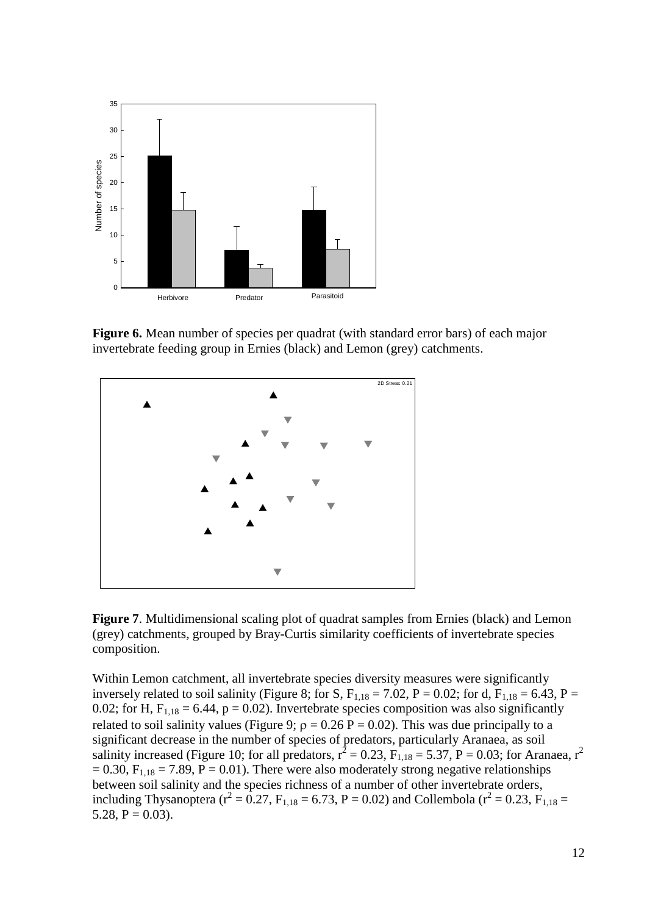**Figure 6.** Mean number of species per quadrat (with standard error bars) of each major invertebrate feeding group in Ernies (black) and Lemon (grey) catchments.

**Figure 7**. Multidimensional scaling plot of quadrat samples from Ernies (black) and Lemon (grey) catchments, grouped by Bray-Curtis similarity coefficients of invertebrate species composition.

Within Lemon catchment, all invertebrate species diversity measures were significantly inversely related to soil salinity (Figure 8; for S, $F_{1,18} = 7.02$, $P = 0.02$; for d, $F_{1,18} = 6.43$, $P = 0.02$; for H, $F_{1,18} = 6.44$, $p = 0.02$). Invertebrate species composition was also significantly related to soil salinity values (Figure 9; $\rho = 0.26$ $P = 0.02$). This was due principally to a significant decrease in the number of species of predators, particularly Aranaea, as soil salinity increased (Figure 10; for all predators, $r^2 = 0.23$, $F_{1,18} = 5.37$, $P = 0.03$; for Aranaea, $r^2 = 0.30$, $F_{1,18} = 7.89$, $P = 0.01$). There were also moderately strong negative relationships between soil salinity and the species richness of a number of other invertebrate orders, including Thysanoptera ($r^2 = 0.27$, $F_{1,18} = 6.73$, $P = 0.02$) and Collembola ($r^2 = 0.23$, $F_{1,18} = 5.28$, $P = 0.03$).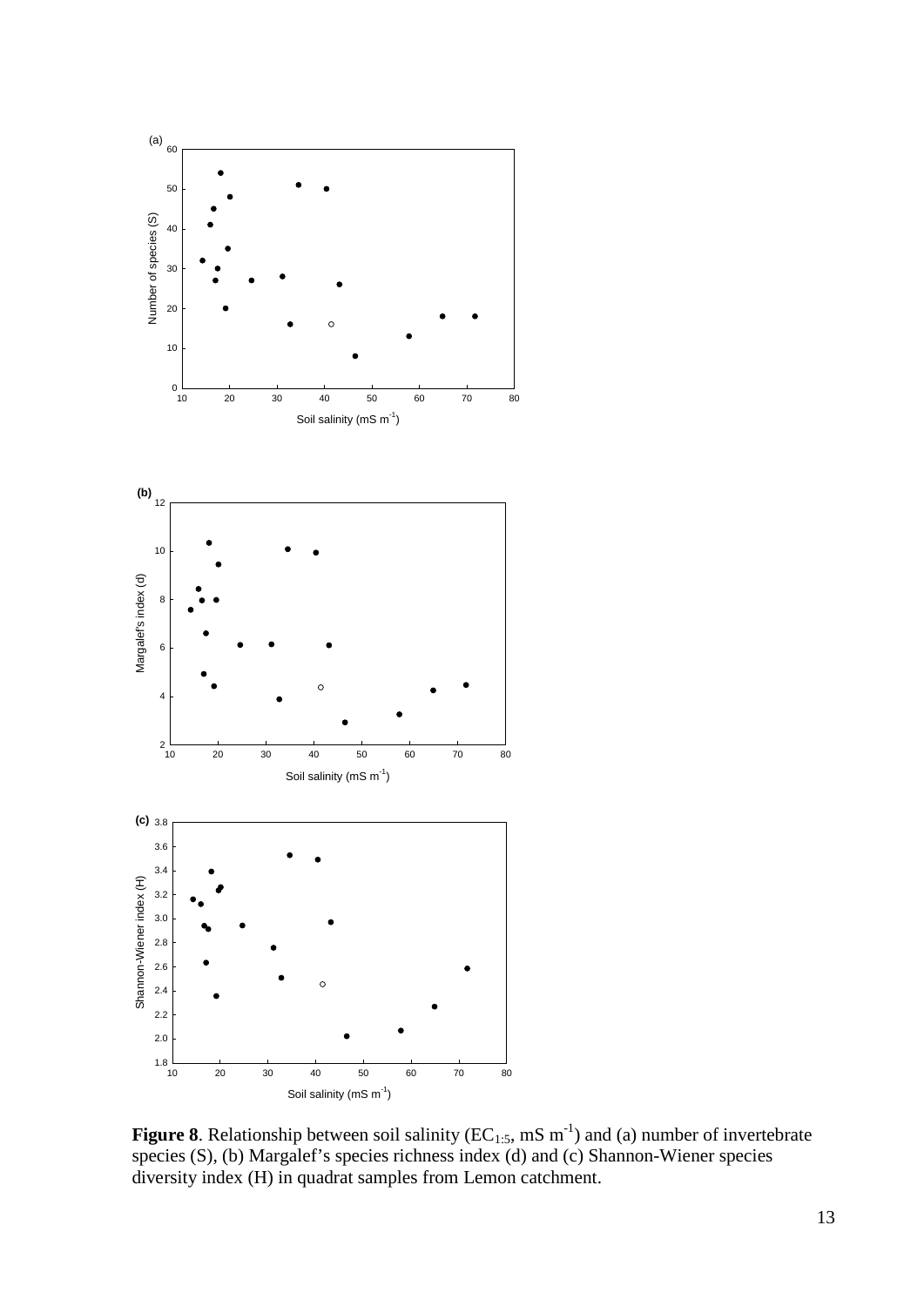**Figure 8**. Relationship between soil salinity ($EC_{1:5}$, mS $m^{-1}$) and (a) number of invertebrate species (S), (b) Margalef's species richness index (d) and (c) Shannon-Wiener species diversity index (H) in quadrat samples from Lemon catchment.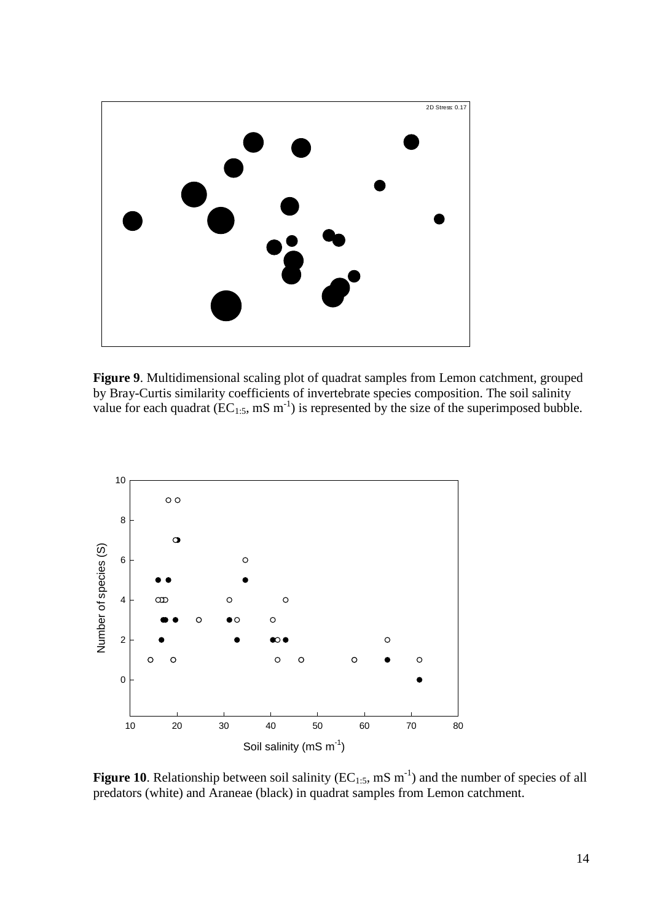**Figure 9**. Multidimensional scaling plot of quadrat samples from Lemon catchment, grouped by Bray-Curtis similarity coefficients of invertebrate species composition. The soil salinity value for each quadrat ($EC_{1:5}$, mS $m^{-1}$) is represented by the size of the superimposed bubble.

**Figure 10**. Relationship between soil salinity ($EC_{1:5}$, mS $m^{-1}$) and the number of species of all predators (white) and Araneae (black) in quadrat samples from Lemon catchment.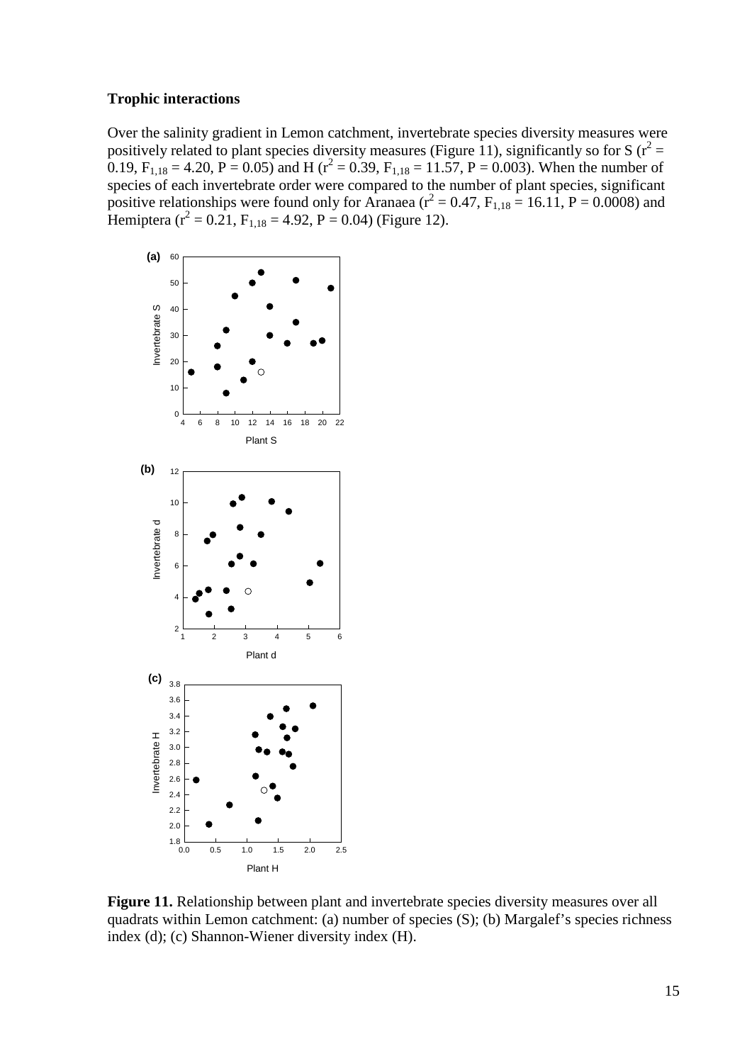### Trophic interactions

Over the salinity gradient in Lemon catchment, invertebrate species diversity measures were positively related to plant species diversity measures (Figure 11), significantly so for S ($r^2 = 0.19$, $F_{1,18} = 4.20$, $P = 0.05$) and H ($r^2 = 0.39$, $F_{1,18} = 11.57$, $P = 0.003$). When the number of species of each invertebrate order were compared to the number of plant species, significant positive relationships were found only for Aranaea ($r^2 = 0.47$, $F_{1,18} = 16.11$, $P = 0.0008$) and Hemiptera ($r^2 = 0.21$, $F_{1,18} = 4.92$, $P = 0.04$) (Figure 12).

**Figure 11.** Relationship between plant and invertebrate species diversity measures over all quadrats within Lemon catchment: (a) number of species (S); (b) Margalef's species richness index (d); (c) Shannon-Wiener diversity index (H).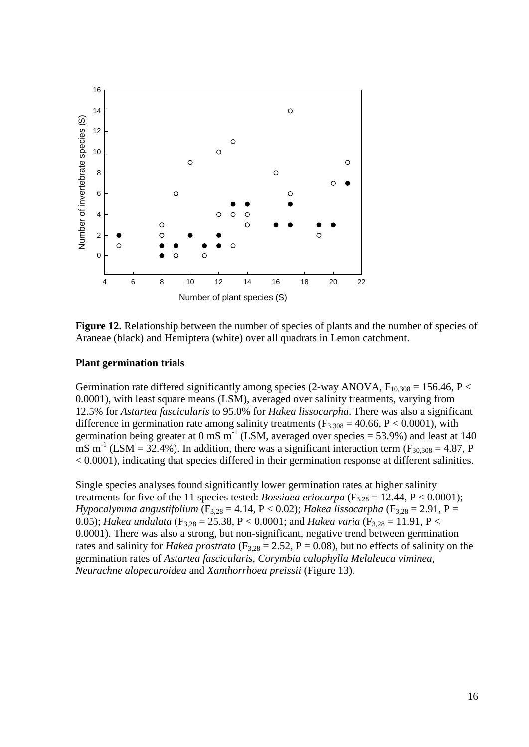**Figure 12.** Relationship between the number of species of plants and the number of species of Araneae (black) and Hemiptera (white) over all quadrats in Lemon catchment.

**Plant germination trials**

Germination rate differed significantly among species (2-way ANOVA, $F_{10,308} = 156.46$, $P < 0.0001$), with least square means (LSM), averaged over salinity treatments, varying from 12.5% for *Astartea fascicularis* to 95.0% for *Hakea lissocarpha*. There was also a significant difference in germination rate among salinity treatments ($F_{3,308} = 40.66$, $P < 0.0001$), with germination being greater at 0 mS $m^{-1}$ (LSM, averaged over species = 53.9%) and least at 140 mS $m^{-1}$ (LSM = 32.4%). In addition, there was a significant interaction term ($F_{30,308} = 4.87$, $P < 0.0001$), indicating that species differed in their germination response at different salinities.

Single species analyses found significantly lower germination rates at higher salinity treatments for five of the 11 species tested: *Bossiaea eriocarpa* ($F_{3,28} = 12.44$, $P < 0.0001$); *Hypocalymma angustifolium* ($F_{3,28} = 4.14$, $P < 0.02$); *Hakea lissocarpha* ($F_{3,28} = 2.91$, $P = 0.05$); *Hakea undulata* ($F_{3,28} = 25.38$, $P < 0.0001$; and *Hakea varia* ($F_{3,28} = 11.91$, $P < 0.0001$). There was also a strong, but non-significant, negative trend between germination rates and salinity for *Hakea prostrata* ($F_{3,28} = 2.52$, $P = 0.08$), but no effects of salinity on the germination rates of *Astartea fascicularis*, *Corymbia calophylla Melaleuca viminea*, *Neurachne alopecuroidea* and *Xanthorrhoea preissii* (Figure 13).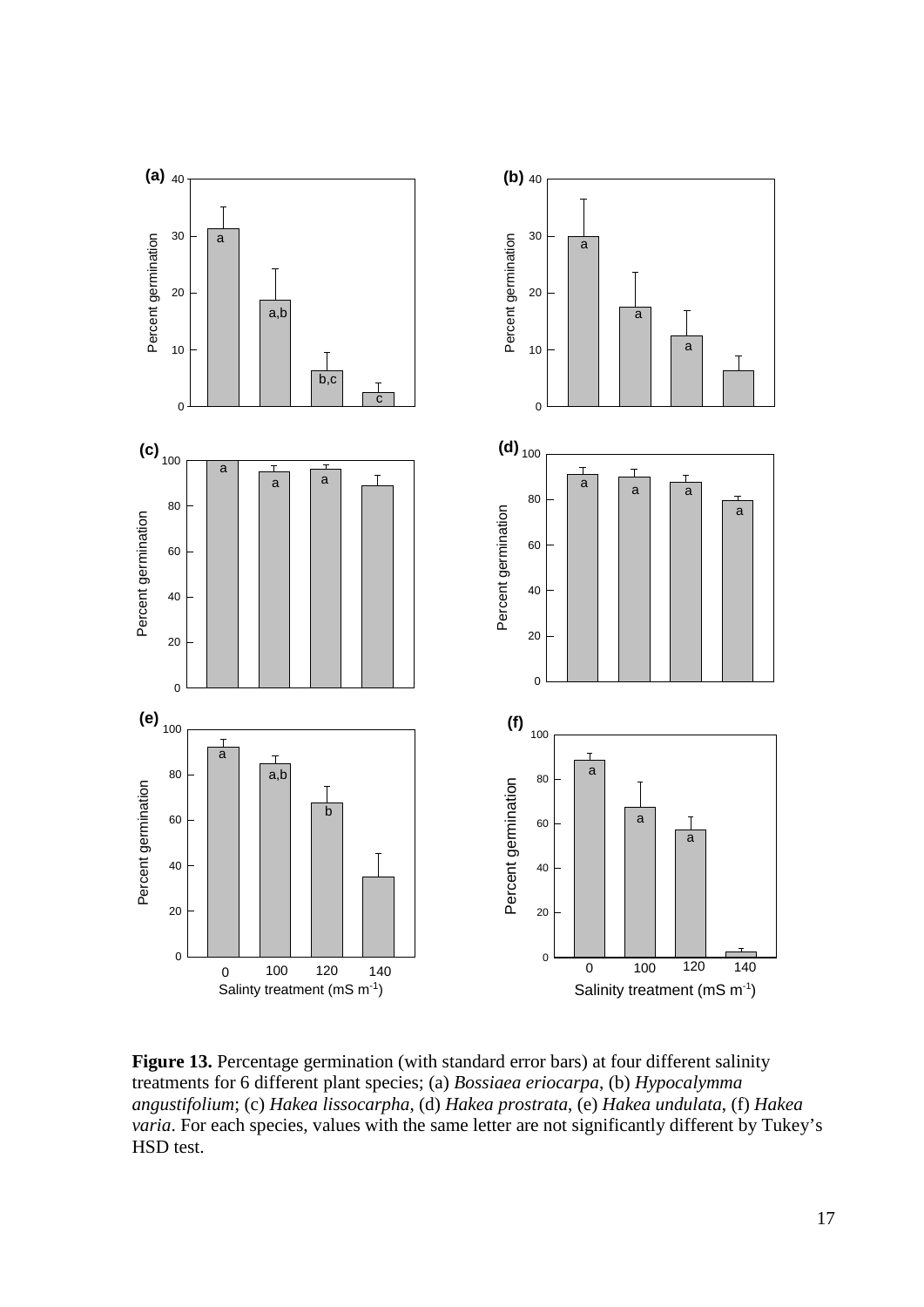**Figure 13.** Percentage germination (with standard error bars) at four different salinity treatments for 6 different plant species; (a) *Bossiaea eriocarpa*, (b) *Hypocalymma angustifolium*; (c) *Hakea lissocarpha*, (d) *Hakea prostrata*, (e) *Hakea undulata*, (f) *Hakea varia*. For each species, values with the same letter are not significantly different by Tukey's HSD test.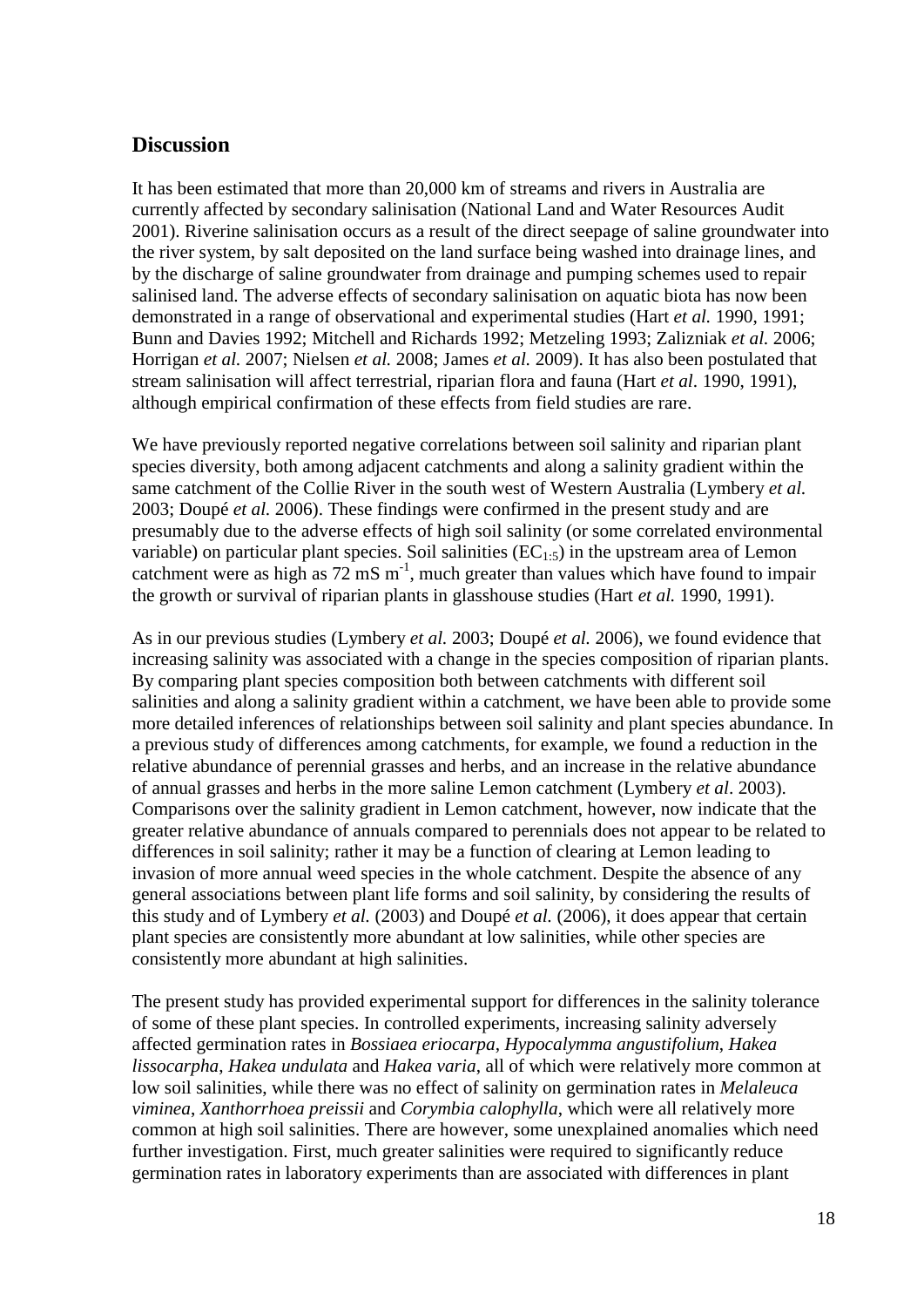## Discussion

It has been estimated that more than 20,000 km of streams and rivers in Australia are currently affected by secondary salinisation (National Land and Water Resources Audit 2001). Riverine salinisation occurs as a result of the direct seepage of saline groundwater into the river system, by salt deposited on the land surface being washed into drainage lines, and by the discharge of saline groundwater from drainage and pumping schemes used to repair salinised land. The adverse effects of secondary salinisation on aquatic biota has now been demonstrated in a range of observational and experimental studies (Hart *et al.* 1990, 1991; Bunn and Davies 1992; Mitchell and Richards 1992; Metzeling 1993; Zalizniak *et al.* 2006; Horrigan *et al.* 2007; Nielsen *et al.* 2008; James *et al.* 2009). It has also been postulated that stream salinisation will affect terrestrial, riparian flora and fauna (Hart *et al*. 1990, 1991), although empirical confirmation of these effects from field studies are rare.

We have previously reported negative correlations between soil salinity and riparian plant species diversity, both among adjacent catchments and along a salinity gradient within the same catchment of the Collie River in the south west of Western Australia (Lymbery *et al.* 2003; Doupé *et al.* 2006). These findings were confirmed in the present study and are presumably due to the adverse effects of high soil salinity (or some correlated environmental variable) on particular plant species. Soil salinities ($EC_{1:5}$) in the upstream area of Lemon catchment were as high as 72 mS $m^{-1}$, much greater than values which have found to impair the growth or survival of riparian plants in glasshouse studies (Hart *et al.* 1990, 1991).

As in our previous studies (Lymbery *et al.* 2003; Doupé *et al.* 2006), we found evidence that increasing salinity was associated with a change in the species composition of riparian plants. By comparing plant species composition both between catchments with different soil salinities and along a salinity gradient within a catchment, we have been able to provide some more detailed inferences of relationships between soil salinity and plant species abundance. In a previous study of differences among catchments, for example, we found a reduction in the relative abundance of perennial grasses and herbs, and an increase in the relative abundance of annual grasses and herbs in the more saline Lemon catchment (Lymbery *et al*. 2003). Comparisons over the salinity gradient in Lemon catchment, however, now indicate that the greater relative abundance of annuals compared to perennials does not appear to be related to differences in soil salinity; rather it may be a function of clearing at Lemon leading to invasion of more annual weed species in the whole catchment. Despite the absence of any general associations between plant life forms and soil salinity, by considering the results of this study and of Lymbery *et al.* (2003) and Doupé *et al.* (2006), it does appear that certain plant species are consistently more abundant at low salinities, while other species are consistently more abundant at high salinities.

The present study has provided experimental support for differences in the salinity tolerance of some of these plant species. In controlled experiments, increasing salinity adversely affected germination rates in *Bossiaea eriocarpa*, *Hypocalymma angustifolium*, *Hakea lissocarpha*, *Hakea undulata* and *Hakea varia*, all of which were relatively more common at low soil salinities, while there was no effect of salinity on germination rates in *Melaleuca viminea*, *Xanthorrhoea preissii* and *Corymbia calophylla*, which were all relatively more common at high soil salinities. There are however, some unexplained anomalies which need further investigation. First, much greater salinities were required to significantly reduce germination rates in laboratory experiments than are associated with differences in plant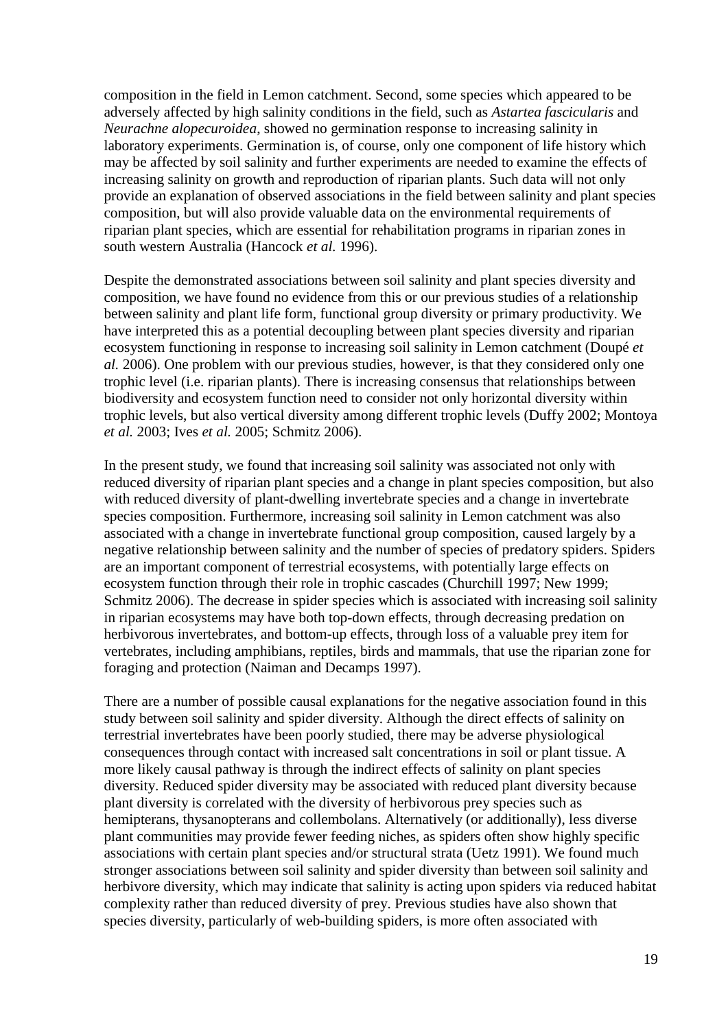composition in the field in Lemon catchment. Second, some species which appeared to be adversely affected by high salinity conditions in the field, such as *Astartea fascicularis* and *Neurachne alopecuroidea*, showed no germination response to increasing salinity in laboratory experiments. Germination is, of course, only one component of life history which may be affected by soil salinity and further experiments are needed to examine the effects of increasing salinity on growth and reproduction of riparian plants. Such data will not only provide an explanation of observed associations in the field between salinity and plant species composition, but will also provide valuable data on the environmental requirements of riparian plant species, which are essential for rehabilitation programs in riparian zones in south western Australia (Hancock *et al.* 1996).

Despite the demonstrated associations between soil salinity and plant species diversity and composition, we have found no evidence from this or our previous studies of a relationship between salinity and plant life form, functional group diversity or primary productivity. We have interpreted this as a potential decoupling between plant species diversity and riparian ecosystem functioning in response to increasing soil salinity in Lemon catchment (Doupé *et al.* 2006). One problem with our previous studies, however, is that they considered only one trophic level (i.e. riparian plants). There is increasing consensus that relationships between biodiversity and ecosystem function need to consider not only horizontal diversity within trophic levels, but also vertical diversity among different trophic levels (Duffy 2002; Montoya *et al.* 2003; Ives *et al.* 2005; Schmitz 2006).

In the present study, we found that increasing soil salinity was associated not only with reduced diversity of riparian plant species and a change in plant species composition, but also with reduced diversity of plant-dwelling invertebrate species and a change in invertebrate species composition. Furthermore, increasing soil salinity in Lemon catchment was also associated with a change in invertebrate functional group composition, caused largely by a negative relationship between salinity and the number of species of predatory spiders. Spiders are an important component of terrestrial ecosystems, with potentially large effects on ecosystem function through their role in trophic cascades (Churchill 1997; New 1999; Schmitz 2006). The decrease in spider species which is associated with increasing soil salinity in riparian ecosystems may have both top-down effects, through decreasing predation on herbivorous invertebrates, and bottom-up effects, through loss of a valuable prey item for vertebrates, including amphibians, reptiles, birds and mammals, that use the riparian zone for foraging and protection (Naiman and Decamps 1997).

There are a number of possible causal explanations for the negative association found in this study between soil salinity and spider diversity. Although the direct effects of salinity on terrestrial invertebrates have been poorly studied, there may be adverse physiological consequences through contact with increased salt concentrations in soil or plant tissue. A more likely causal pathway is through the indirect effects of salinity on plant species diversity. Reduced spider diversity may be associated with reduced plant diversity because plant diversity is correlated with the diversity of herbivorous prey species such as hemipterans, thysanopterans and collembolans. Alternatively (or additionally), less diverse plant communities may provide fewer feeding niches, as spiders often show highly specific associations with certain plant species and/or structural strata (Uetz 1991). We found much stronger associations between soil salinity and spider diversity than between soil salinity and herbivore diversity, which may indicate that salinity is acting upon spiders via reduced habitat complexity rather than reduced diversity of prey. Previous studies have also shown that species diversity, particularly of web-building spiders, is more often associated with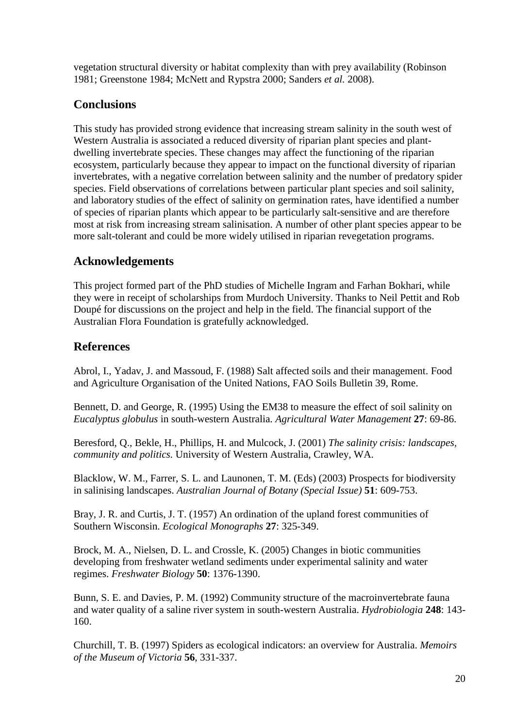vegetation structural diversity or habitat complexity than with prey availability (Robinson 1981; Greenstone 1984; McNett and Rypstra 2000; Sanders *et al.* 2008).

## Conclusions

This study has provided strong evidence that increasing stream salinity in the south west of Western Australia is associated a reduced diversity of riparian plant species and plant-dwelling invertebrate species. These changes may affect the functioning of the riparian ecosystem, particularly because they appear to impact on the functional diversity of riparian invertebrates, with a negative correlation between salinity and the number of predatory spider species. Field observations of correlations between particular plant species and soil salinity, and laboratory studies of the effect of salinity on germination rates, have identified a number of species of riparian plants which appear to be particularly salt-sensitive and are therefore most at risk from increasing stream salinisation. A number of other plant species appear to be more salt-tolerant and could be more widely utilised in riparian revegetation programs.

## Acknowledgements

This project formed part of the PhD studies of Michelle Ingram and Farhan Bokhari, while they were in receipt of scholarships from Murdoch University. Thanks to Neil Pettit and Rob Doupé for discussions on the project and help in the field. The financial support of the Australian Flora Foundation is gratefully acknowledged.

## References

Abrol, I., Yadav, J. and Massoud, F. (1988) Salt affected soils and their management. Food and Agriculture Organisation of the United Nations, FAO Soils Bulletin 39, Rome.

Bennett, D. and George, R. (1995) Using the EM38 to measure the effect of soil salinity on *Eucalyptus globulus* in south-western Australia. *Agricultural Water Management* **27**: 69-86.

Beresford, Q., Bekle, H., Phillips, H. and Mulcock, J. (2001) *The salinity crisis: landscapes, community and politics.* University of Western Australia, Crawley, WA.

Blacklow, W. M., Farrer, S. L. and Launonen, T. M. (Eds) (2003) Prospects for biodiversity in salinising landscapes. *Australian Journal of Botany (Special Issue)* **51**: 609-753.

Bray, J. R. and Curtis, J. T. (1957) An ordination of the upland forest communities of Southern Wisconsin. *Ecological Monographs* **27**: 325-349.

Brock, M. A., Nielsen, D. L. and Crossle, K. (2005) Changes in biotic communities developing from freshwater wetland sediments under experimental salinity and water regimes. *Freshwater Biology* **50**: 1376-1390.

Bunn, S. E. and Davies, P. M. (1992) Community structure of the macroinvertebrate fauna and water quality of a saline river system in south-western Australia. *Hydrobiologia* **248**: 143-160.

Churchill, T. B. (1997) Spiders as ecological indicators: an overview for Australia. *Memoirs of the Museum of Victoria* **56**, 331-337.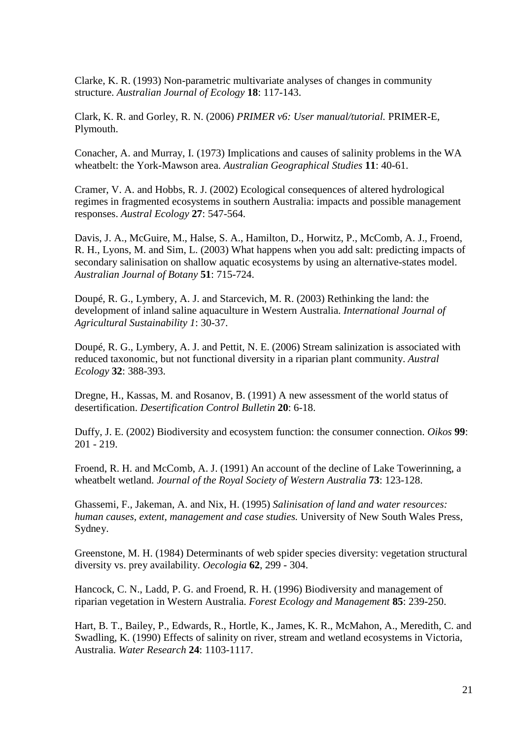Clarke, K. R. (1993) Non-parametric multivariate analyses of changes in community structure. *Australian Journal of Ecology* **18**: 117-143.

Clark, K. R. and Gorley, R. N. (2006) *PRIMER v6: User manual/tutorial.* PRIMER-E, Plymouth.

Conacher, A. and Murray, I. (1973) Implications and causes of salinity problems in the WA wheatbelt: the York-Mawson area. *Australian Geographical Studies* **11**: 40-61.

Cramer, V. A. and Hobbs, R. J. (2002) Ecological consequences of altered hydrological regimes in fragmented ecosystems in southern Australia: impacts and possible management responses. *Austral Ecology* **27**: 547-564.

Davis, J. A., McGuire, M., Halse, S. A., Hamilton, D., Horwitz, P., McComb, A. J., Froend, R. H., Lyons, M. and Sim, L. (2003) What happens when you add salt: predicting impacts of secondary salinisation on shallow aquatic ecosystems by using an alternative-states model. *Australian Journal of Botany* **51**: 715-724.

Doupé, R. G., Lymbery, A. J. and Starcevich, M. R. (2003) Rethinking the land: the development of inland saline aquaculture in Western Australia. *International Journal of Agricultural Sustainability 1*: 30-37.

Doupé, R. G., Lymbery, A. J. and Pettit, N. E. (2006) Stream salinization is associated with reduced taxonomic, but not functional diversity in a riparian plant community. *Austral Ecology* **32**: 388-393.

Dregne, H., Kassas, M. and Rosanov, B. (1991) A new assessment of the world status of desertification. *Desertification Control Bulletin* **20**: 6-18.

Duffy, J. E. (2002) Biodiversity and ecosystem function: the consumer connection. *Oikos* **99**: 201 - 219.

Froend, R. H. and McComb, A. J. (1991) An account of the decline of Lake Towerinning, a wheatbelt wetland. *Journal of the Royal Society of Western Australia* **73**: 123-128.

Ghassemi, F., Jakeman, A. and Nix, H. (1995) *Salinisation of land and water resources: human causes, extent, management and case studies.* University of New South Wales Press, Sydney.

Greenstone, M. H. (1984) Determinants of web spider species diversity: vegetation structural diversity vs. prey availability. *Oecologia* **62**, 299 - 304.

Hancock, C. N., Ladd, P. G. and Froend, R. H. (1996) Biodiversity and management of riparian vegetation in Western Australia. *Forest Ecology and Management* **85**: 239-250.

Hart, B. T., Bailey, P., Edwards, R., Hortle, K., James, K. R., McMahon, A., Meredith, C. and Swadling, K. (1990) Effects of salinity on river, stream and wetland ecosystems in Victoria, Australia. *Water Research* **24**: 1103-1117.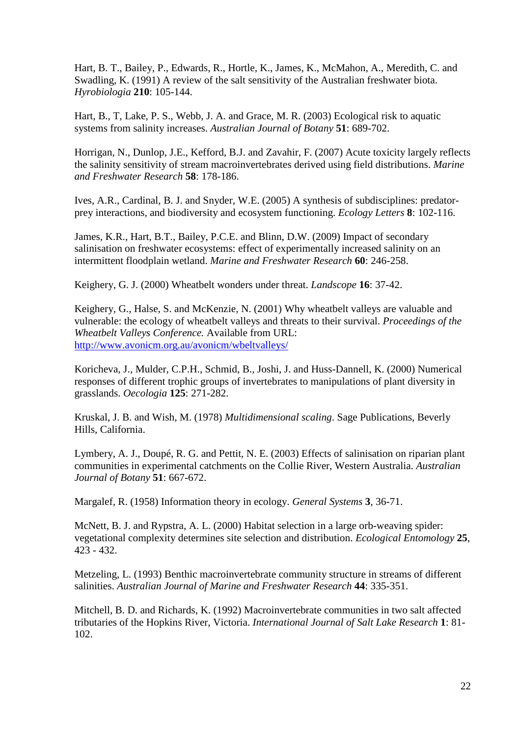Hart, B. T., Bailey, P., Edwards, R., Hortle, K., James, K., McMahon, A., Meredith, C. and Swadling, K. (1991) A review of the salt sensitivity of the Australian freshwater biota. *Hyrobiologia* **210**: 105-144.

Hart, B., T, Lake, P. S., Webb, J. A. and Grace, M. R. (2003) Ecological risk to aquatic systems from salinity increases. *Australian Journal of Botany* **51**: 689-702.

Horrigan, N., Dunlop, J.E., Kefford, B.J. and Zavahir, F. (2007) Acute toxicity largely reflects the salinity sensitivity of stream macroinvertebrates derived using field distributions. *Marine and Freshwater Research* **58**: 178-186.

Ives, A.R., Cardinal, B. J. and Snyder, W.E. (2005) A synthesis of subdisciplines: predator-prey interactions, and biodiversity and ecosystem functioning. *Ecology Letters* **8**: 102-116.

James, K.R., Hart, B.T., Bailey, P.C.E. and Blinn, D.W. (2009) Impact of secondary salinisation on freshwater ecosystems: effect of experimentally increased salinity on an intermittent floodplain wetland. *Marine and Freshwater Research* **60**: 246-258.

Keighery, G. J. (2000) Wheatbelt wonders under threat. *Landscope* **16**: 37-42.

Keighery, G., Halse, S. and McKenzie, N. (2001) Why wheatbelt valleys are valuable and vulnerable: the ecology of wheatbelt valleys and threats to their survival. *Proceedings of the Wheatbelt Valleys Conference.* Available from URL: http://www.avonicm.org.au/avonicm/wbeltvalleys/

Koricheva, J., Mulder, C.P.H., Schmid, B., Joshi, J. and Huss-Dannell, K. (2000) Numerical responses of different trophic groups of invertebrates to manipulations of plant diversity in grasslands. *Oecologia* **125**: 271-282.

Kruskal, J. B. and Wish, M. (1978) *Multidimensional scaling*. Sage Publications, Beverly Hills, California.

Lymbery, A. J., Doupé, R. G. and Pettit, N. E. (2003) Effects of salinisation on riparian plant communities in experimental catchments on the Collie River, Western Australia. *Australian Journal of Botany* **51**: 667-672.

Margalef, R. (1958) Information theory in ecology. *General Systems* **3**, 36-71.

McNett, B. J. and Rypstra, A. L. (2000) Habitat selection in a large orb-weaving spider: vegetational complexity determines site selection and distribution. *Ecological Entomology* **25**, 423 - 432.

Metzeling, L. (1993) Benthic macroinvertebrate community structure in streams of different salinities. *Australian Journal of Marine and Freshwater Research* **44**: 335-351.

Mitchell, B. D. and Richards, K. (1992) Macroinvertebrate communities in two salt affected tributaries of the Hopkins River, Victoria. *International Journal of Salt Lake Research* **1**: 81-102.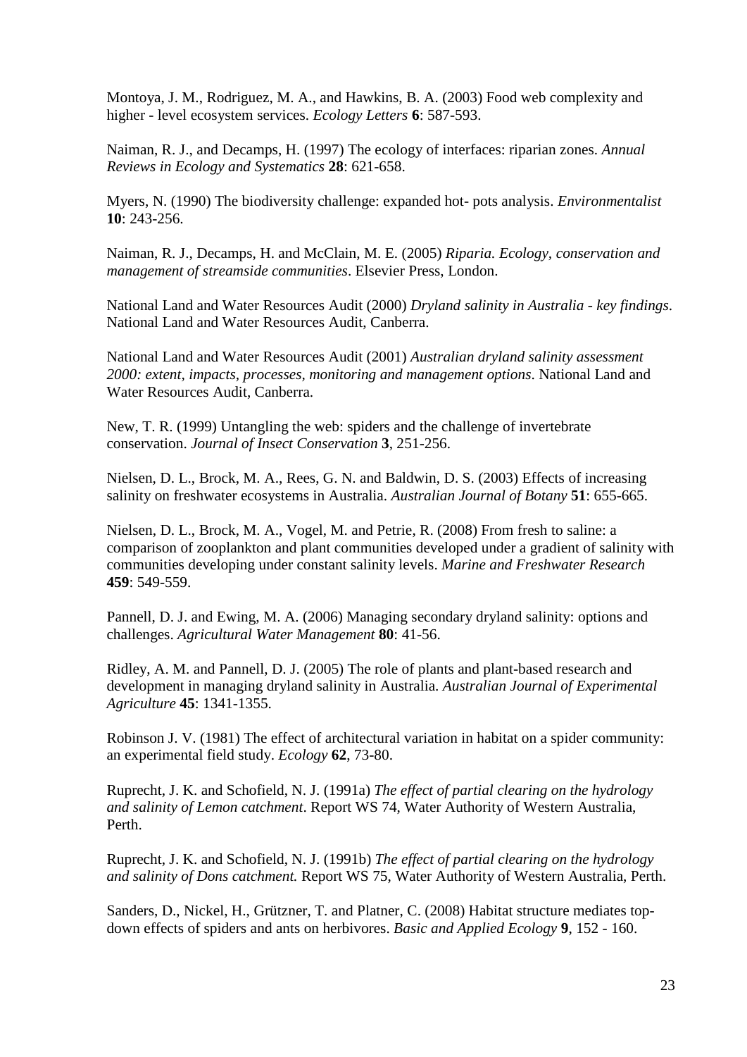Montoya, J. M., Rodriguez, M. A., and Hawkins, B. A. (2003) Food web complexity and higher - level ecosystem services. *Ecology Letters* **6**: 587-593.

Naiman, R. J., and Decamps, H. (1997) The ecology of interfaces: riparian zones. *Annual Reviews in Ecology and Systematics* **28**: 621-658.

Myers, N. (1990) The biodiversity challenge: expanded hot- pots analysis. *Environmentalist* **10**: 243-256.

Naiman, R. J., Decamps, H. and McClain, M. E. (2005) *Riparia. Ecology, conservation and management of streamside communities*. Elsevier Press, London.

National Land and Water Resources Audit (2000) *Dryland salinity in Australia - key findings*. National Land and Water Resources Audit, Canberra.

National Land and Water Resources Audit (2001) *Australian dryland salinity assessment 2000: extent, impacts, processes, monitoring and management options*. National Land and Water Resources Audit, Canberra.

New, T. R. (1999) Untangling the web: spiders and the challenge of invertebrate conservation. *Journal of Insect Conservation* **3**, 251-256.

Nielsen, D. L., Brock, M. A., Rees, G. N. and Baldwin, D. S. (2003) Effects of increasing salinity on freshwater ecosystems in Australia. *Australian Journal of Botany* **51**: 655-665.

Nielsen, D. L., Brock, M. A., Vogel, M. and Petrie, R. (2008) From fresh to saline: a comparison of zooplankton and plant communities developed under a gradient of salinity with communities developing under constant salinity levels. *Marine and Freshwater Research* **459**: 549-559.

Pannell, D. J. and Ewing, M. A. (2006) Managing secondary dryland salinity: options and challenges. *Agricultural Water Management* **80**: 41-56.

Ridley, A. M. and Pannell, D. J. (2005) The role of plants and plant-based research and development in managing dryland salinity in Australia. *Australian Journal of Experimental Agriculture* **45**: 1341-1355.

Robinson J. V. (1981) The effect of architectural variation in habitat on a spider community: an experimental field study. *Ecology* **62**, 73-80.

Ruprecht, J. K. and Schofield, N. J. (1991a) *The effect of partial clearing on the hydrology and salinity of Lemon catchment*. Report WS 74, Water Authority of Western Australia, Perth.

Ruprecht, J. K. and Schofield, N. J. (1991b) *The effect of partial clearing on the hydrology and salinity of Dons catchment.* Report WS 75, Water Authority of Western Australia, Perth.

Sanders, D., Nickel, H., Grützner, T. and Platner, C. (2008) Habitat structure mediates top-down effects of spiders and ants on herbivores. *Basic and Applied Ecology* **9**, 152 - 160.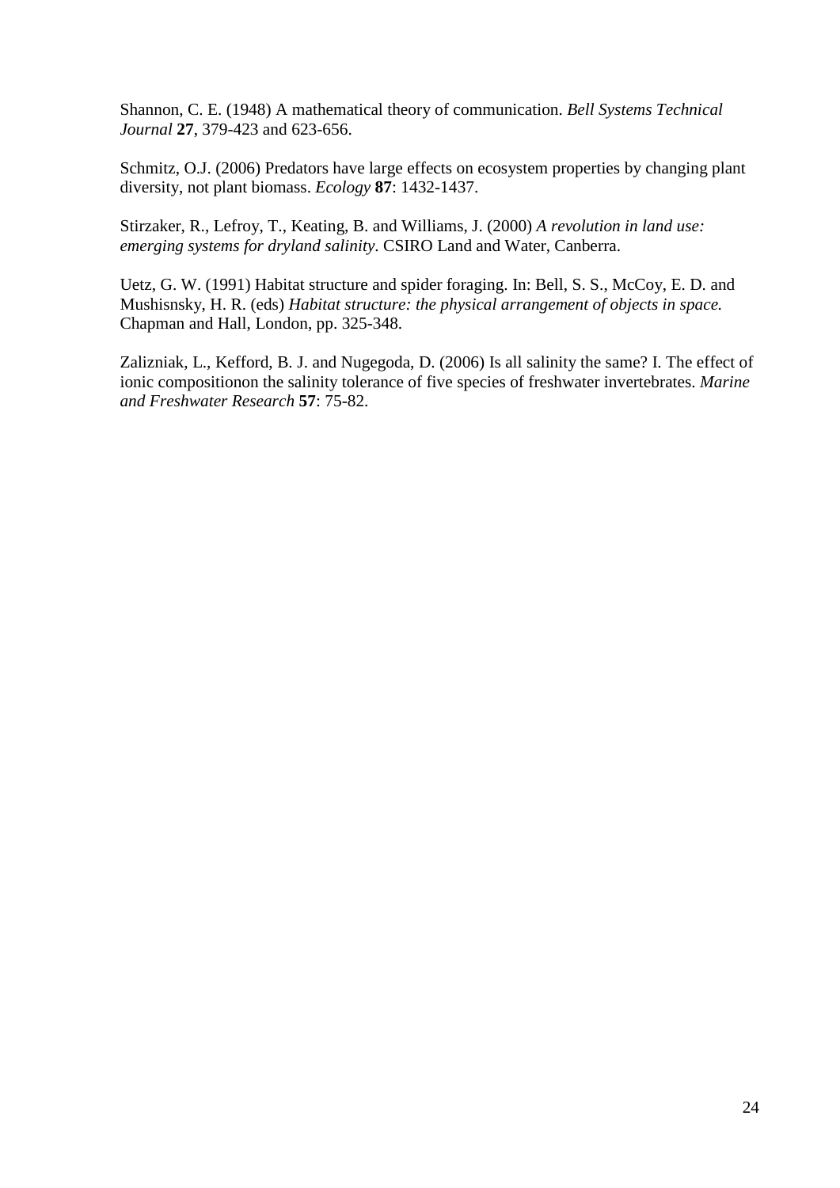Shannon, C. E. (1948) A mathematical theory of communication. *Bell Systems Technical Journal* **27**, 379-423 and 623-656.

Schmitz, O.J. (2006) Predators have large effects on ecosystem properties by changing plant diversity, not plant biomass. *Ecology* **87**: 1432-1437.

Stirzaker, R., Lefroy, T., Keating, B. and Williams, J. (2000) *A revolution in land use: emerging systems for dryland salinity*. CSIRO Land and Water, Canberra.

Uetz, G. W. (1991) Habitat structure and spider foraging. In: Bell, S. S., McCoy, E. D. and Mushisnsky, H. R. (eds) *Habitat structure: the physical arrangement of objects in space.* Chapman and Hall, London, pp. 325-348.

Zalizniak, L., Kefford, B. J. and Nugegoda, D. (2006) Is all salinity the same? I. The effect of ionic compositionon the salinity tolerance of five species of freshwater invertebrates. *Marine and Freshwater Research* **57**: 75-82.